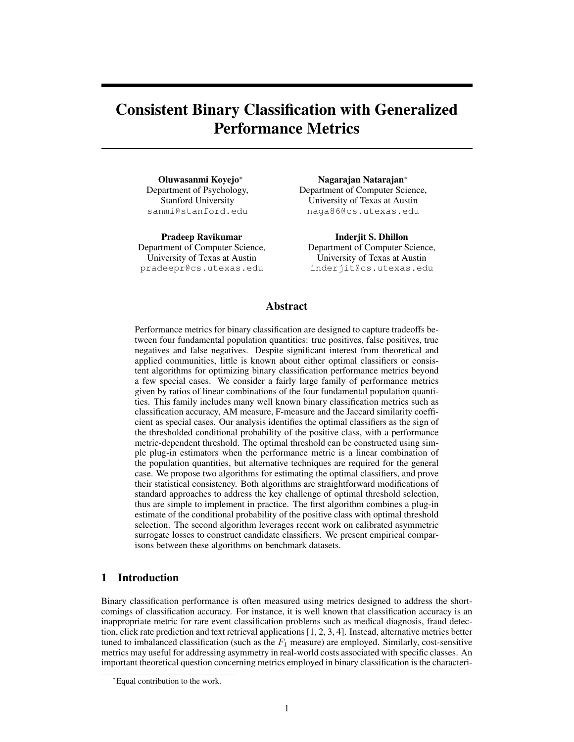# Consistent Binary Classification with Generalized Performance Metrics

**Oluwasanmi Koyejo***
Department of Psychology,
Stanford University
sanmi@stanford.edu

**Nagarajan Natarajan***
Department of Computer Science,
University of Texas at Austin
naga86@cs.utexas.edu

**Pradeep Ravikumar**
Department of Computer Science,
University of Texas at Austin
pradeepr@cs.utexas.edu

**Inderjit S. Dhillon**
Department of Computer Science,
University of Texas at Austin
inderjit@cs.utexas.edu

## Abstract

Performance metrics for binary classification are designed to capture tradeoffs between four fundamental population quantities: true positives, false positives, true negatives and false negatives. Despite significant interest from theoretical and applied communities, little is known about either optimal classifiers or consistent algorithms for optimizing binary classification performance metrics beyond a few special cases. We consider a fairly large family of performance metrics given by ratios of linear combinations of the four fundamental population quantities. This family includes many well known binary classification metrics such as classification accuracy, AM measure, F-measure and the Jaccard similarity coefficient as special cases. Our analysis identifies the optimal classifiers as the sign of the thresholded conditional probability of the positive class, with a performance metric-dependent threshold. The optimal threshold can be constructed using simple plug-in estimators when the performance metric is a linear combination of the population quantities, but alternative techniques are required for the general case. We propose two algorithms for estimating the optimal classifiers, and prove their statistical consistency. Both algorithms are straightforward modifications of standard approaches to address the key challenge of optimal threshold selection, thus are simple to implement in practice. The first algorithm combines a plug-in estimate of the conditional probability of the positive class with optimal threshold selection. The second algorithm leverages recent work on calibrated asymmetric surrogate losses to construct candidate classifiers. We present empirical comparisons between these algorithms on benchmark datasets.

## 1 Introduction

Binary classification performance is often measured using metrics designed to address the shortcomings of classification accuracy. For instance, it is well known that classification accuracy is an inappropriate metric for rare event classification problems such as medical diagnosis, fraud detection, click rate prediction and text retrieval applications [1, 2, 3, 4]. Instead, alternative metrics better tuned to imbalanced classification (such as the $F_1$ measure) are employed. Similarly, cost-sensitive metrics may useful for addressing asymmetry in real-world costs associated with specific classes. An important theoretical question concerning metrics employed in binary classification is the characteri-

*Equal contribution to the work.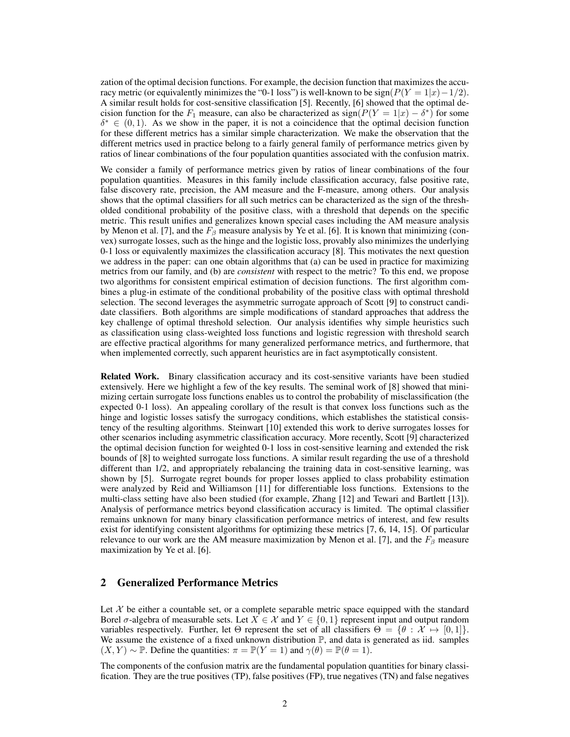zation of the optimal decision functions. For example, the decision function that maximizes the accuracy metric (or equivalently minimizes the "0-1 loss") is well-known to be $\text{sign}(P(Y=1|x)-1/2)$. A similar result holds for cost-sensitive classification [5]. Recently, [6] showed that the optimal decision function for the $F_1$ measure, can also be characterized as $\text{sign}(P(Y=1|x)-\delta^*)$ for some $\delta^* \in (0,1)$. As we show in the paper, it is not a coincidence that the optimal decision function for these different metrics has a similar simple characterization. We make the observation that the different metrics used in practice belong to a fairly general family of performance metrics given by ratios of linear combinations of the four population quantities associated with the confusion matrix.

We consider a family of performance metrics given by ratios of linear combinations of the four population quantities. Measures in this family include classification accuracy, false positive rate, false discovery rate, precision, the AM measure and the F-measure, among others. Our analysis shows that the optimal classifiers for all such metrics can be characterized as the sign of the thresholded conditional probability of the positive class, with a threshold that depends on the specific metric. This result unifies and generalizes known special cases including the AM measure analysis by Menon et al. [7], and the $F_\beta$ measure analysis by Ye et al. [6]. It is known that minimizing (convex) surrogate losses, such as the hinge and the logistic loss, provably also minimizes the underlying 0-1 loss or equivalently maximizes the classification accuracy [8]. This motivates the next question we address in the paper: can one obtain algorithms that (a) can be used in practice for maximizing metrics from our family, and (b) are *consistent* with respect to the metric? To this end, we propose two algorithms for consistent empirical estimation of decision functions. The first algorithm combines a plug-in estimate of the conditional probability of the positive class with optimal threshold selection. The second leverages the asymmetric surrogate approach of Scott [9] to construct candidate classifiers. Both algorithms are simple modifications of standard approaches that address the key challenge of optimal threshold selection. Our analysis identifies why simple heuristics such as classification using class-weighted loss functions and logistic regression with threshold search are effective practical algorithms for many generalized performance metrics, and furthermore, that when implemented correctly, such apparent heuristics are in fact asymptotically consistent.

**Related Work.** Binary classification accuracy and its cost-sensitive variants have been studied extensively. Here we highlight a few of the key results. The seminal work of [8] showed that minimizing certain surrogate loss functions enables us to control the probability of misclassification (the expected 0-1 loss). An appealing corollary of the result is that convex loss functions such as the hinge and logistic losses satisfy the surrogacy conditions, which establishes the statistical consistency of the resulting algorithms. Steinwart [10] extended this work to derive surrogates losses for other scenarios including asymmetric classification accuracy. More recently, Scott [9] characterized the optimal decision function for weighted 0-1 loss in cost-sensitive learning and extended the risk bounds of [8] to weighted surrogate loss functions. A similar result regarding the use of a threshold different than 1/2, and appropriately rebalancing the training data in cost-sensitive learning, was shown by [5]. Surrogate regret bounds for proper losses applied to class probability estimation were analyzed by Reid and Williamson [11] for differentiable loss functions. Extensions to the multi-class setting have also been studied (for example, Zhang [12] and Tewari and Bartlett [13]). Analysis of performance metrics beyond classification accuracy is limited. The optimal classifier remains unknown for many binary classification performance metrics of interest, and few results exist for identifying consistent algorithms for optimizing these metrics [7, 6, 14, 15]. Of particular relevance to our work are the AM measure maximization by Menon et al. [7], and the $F_\beta$ measure maximization by Ye et al. [6].

## 2 Generalized Performance Metrics

Let $\mathcal{X}$ be either a countable set, or a complete separable metric space equipped with the standard Borel $\sigma$-algebra of measurable sets. Let $X \in \mathcal{X}$ and $Y \in \{0,1\}$ represent input and output random variables respectively. Further, let $\Theta$ represent the set of all classifiers $\Theta = \{\theta : \mathcal{X} \mapsto [0,1]\}$. We assume the existence of a fixed unknown distribution $\mathbb{P}$, and data is generated as iid. samples $(X,Y) \sim \mathbb{P}$. Define the quantities: $\pi = \mathbb{P}(Y=1)$ and $\gamma(\theta) = \mathbb{P}(\theta = 1)$.

The components of the confusion matrix are the fundamental population quantities for binary classification. They are the true positives (TP), false positives (FP), true negatives (TN) and false negatives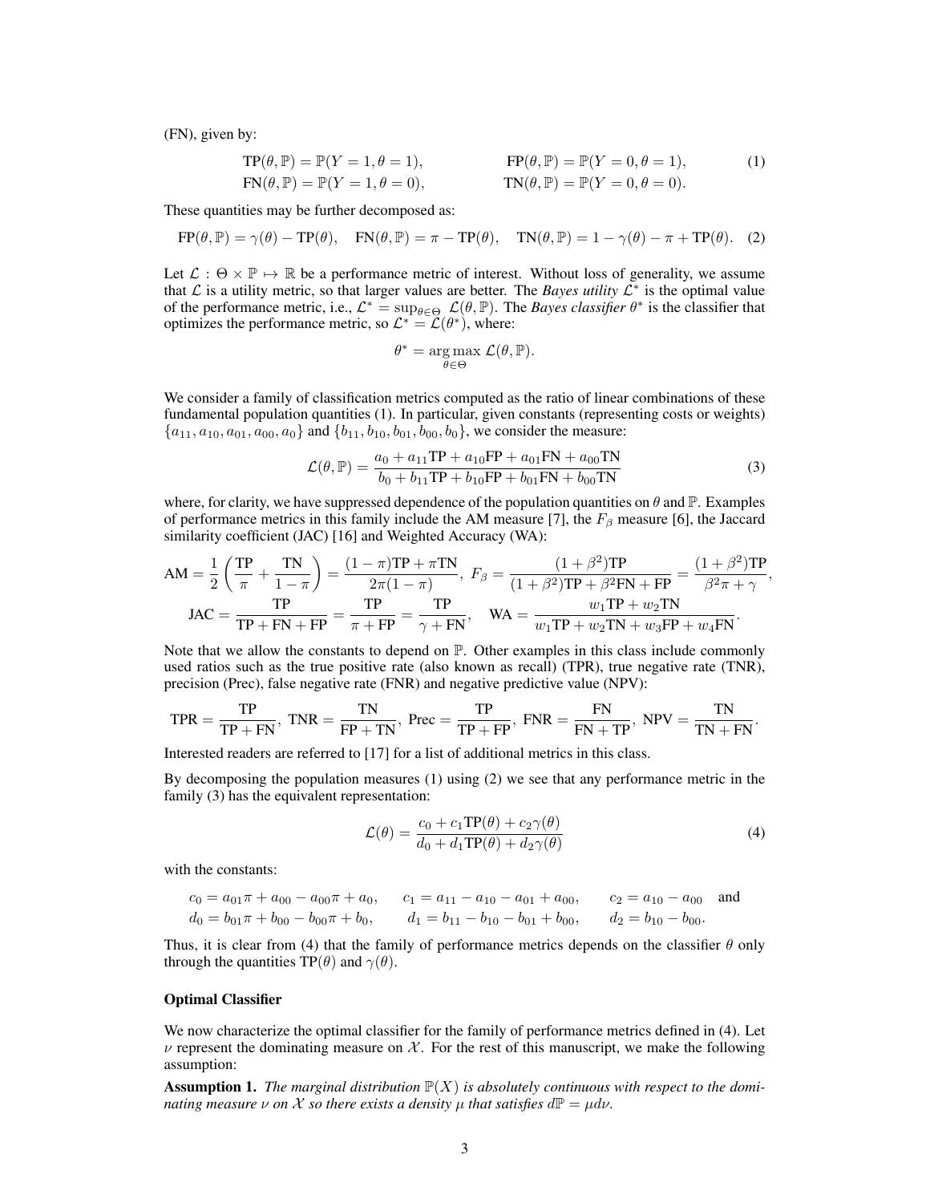(FN), given by:

$$
\begin{aligned}
\text{TP}(\theta, \mathbb{P}) &= \mathbb{P}(Y=1, \theta=1), & \text{FP}(\theta, \mathbb{P}) &= \mathbb{P}(Y=0, \theta=1), \\
\text{FN}(\theta, \mathbb{P}) &= \mathbb{P}(Y=1, \theta=0), & \text{TN}(\theta, \mathbb{P}) &= \mathbb{P}(Y=0, \theta=0).
\end{aligned} \tag{1}
$$

These quantities may be further decomposed as:

$$
\text{FP}(\theta, \mathbb{P}) = \gamma(\theta) - \text{TP}(\theta), \quad \text{FN}(\theta, \mathbb{P}) = \pi - \text{TP}(\theta), \quad \text{TN}(\theta, \mathbb{P}) = 1 - \gamma(\theta) - \pi + \text{TP}(\theta). \tag{2}
$$

Let $\mathcal{L} : \Theta \times \mathbb{P} \mapsto \mathbb{R}$ be a performance metric of interest. Without loss of generality, we assume that $\mathcal{L}$ is a utility metric, so that larger values are better. The *Bayes utility* $\mathcal{L}^*$ is the optimal value of the performance metric, i.e., $\mathcal{L}^* = \sup_{\theta \in \Theta} \mathcal{L}(\theta, \mathbb{P})$. The *Bayes classifier* $\theta^*$ is the classifier that optimizes the performance metric, so $\mathcal{L}^* = \mathcal{L}(\theta^*)$, where:

$$
\theta^* = \underset{\theta \in \Theta}{\arg\max}\ \mathcal{L}(\theta, \mathbb{P}).
$$

We consider a family of classification metrics computed as the ratio of linear combinations of these fundamental population quantities (1). In particular, given constants (representing costs or weights) $\{a_{11}, a_{10}, a_{01}, a_{00}, a_0\}$ and $\{b_{11}, b_{10}, b_{01}, b_{00}, b_0\}$, we consider the measure:

$$
\mathcal{L}(\theta, \mathbb{P}) = \frac{a_0 + a_{11}\text{TP} + a_{10}\text{FP} + a_{01}\text{FN} + a_{00}\text{TN}}{b_0 + b_{11}\text{TP} + b_{10}\text{FP} + b_{01}\text{FN} + b_{00}\text{TN}} \tag{3}
$$

where, for clarity, we have suppressed dependence of the population quantities on $\theta$ and $\mathbb{P}$. Examples of performance metrics in this family include the AM measure [7], the $F_\beta$ measure [6], the Jaccard similarity coefficient (JAC) [16] and Weighted Accuracy (WA):

$$
\text{AM} = \frac{1}{2}\left(\frac{\text{TP}}{\pi} + \frac{\text{TN}}{1-\pi}\right) = \frac{(1-\pi)\text{TP} + \pi\text{TN}}{2\pi(1-\pi)}, \; F_\beta = \frac{(1+\beta^2)\text{TP}}{(1+\beta^2)\text{TP} + \beta^2\text{FN} + \text{FP}} = \frac{(1+\beta^2)\text{TP}}{\beta^2\pi + \gamma},
$$

$$
\text{JAC} = \frac{\text{TP}}{\text{TP} + \text{FN} + \text{FP}} = \frac{\text{TP}}{\pi + \text{FP}} = \frac{\text{TP}}{\gamma + \text{FN}}, \quad \text{WA} = \frac{w_1\text{TP} + w_2\text{TN}}{w_1\text{TP} + w_2\text{TN} + w_3\text{FP} + w_4\text{FN}}.
$$

Note that we allow the constants to depend on $\mathbb{P}$. Other examples in this class include commonly used ratios such as the true positive rate (also known as recall) (TPR), true negative rate (TNR), precision (Prec), false negative rate (FNR) and negative predictive value (NPV):

$$
\text{TPR} = \frac{\text{TP}}{\text{TP} + \text{FN}}, \; \text{TNR} = \frac{\text{TN}}{\text{FP} + \text{TN}}, \; \text{Prec} = \frac{\text{TP}}{\text{TP} + \text{FP}}, \; \text{FNR} = \frac{\text{FN}}{\text{FN} + \text{TP}}, \; \text{NPV} = \frac{\text{TN}}{\text{TN} + \text{FN}}.
$$

Interested readers are referred to [17] for a list of additional metrics in this class.

By decomposing the population measures (1) using (2) we see that any performance metric in the family (3) has the equivalent representation:

$$
\mathcal{L}(\theta) = \frac{c_0 + c_1\text{TP}(\theta) + c_2\gamma(\theta)}{d_0 + d_1\text{TP}(\theta) + d_2\gamma(\theta)} \tag{4}
$$

with the constants:

$$
\begin{aligned}
c_0 &= a_{01}\pi + a_{00} - a_{00}\pi + a_0, \quad & c_1 &= a_{11} - a_{10} - a_{01} + a_{00}, \quad & c_2 &= a_{10} - a_{00} \quad \text{and} \\
d_0 &= b_{01}\pi + b_{00} - b_{00}\pi + b_0, \quad & d_1 &= b_{11} - b_{10} - b_{01} + b_{00}, \quad & d_2 &= b_{10} - b_{00}.
\end{aligned}
$$

Thus, it is clear from (4) that the family of performance metrics depends on the classifier $\theta$ only through the quantities $\text{TP}(\theta)$ and $\gamma(\theta)$.

### Optimal Classifier

We now characterize the optimal classifier for the family of performance metrics defined in (4). Let $\nu$ represent the dominating measure on $\mathcal{X}$. For the rest of this manuscript, we make the following assumption:

**Assumption 1.** *The marginal distribution $\mathbb{P}(X)$ is absolutely continuous with respect to the dominating measure $\nu$ on $\mathcal{X}$ so there exists a density $\mu$ that satisfies $d\mathbb{P} = \mu d\nu$.*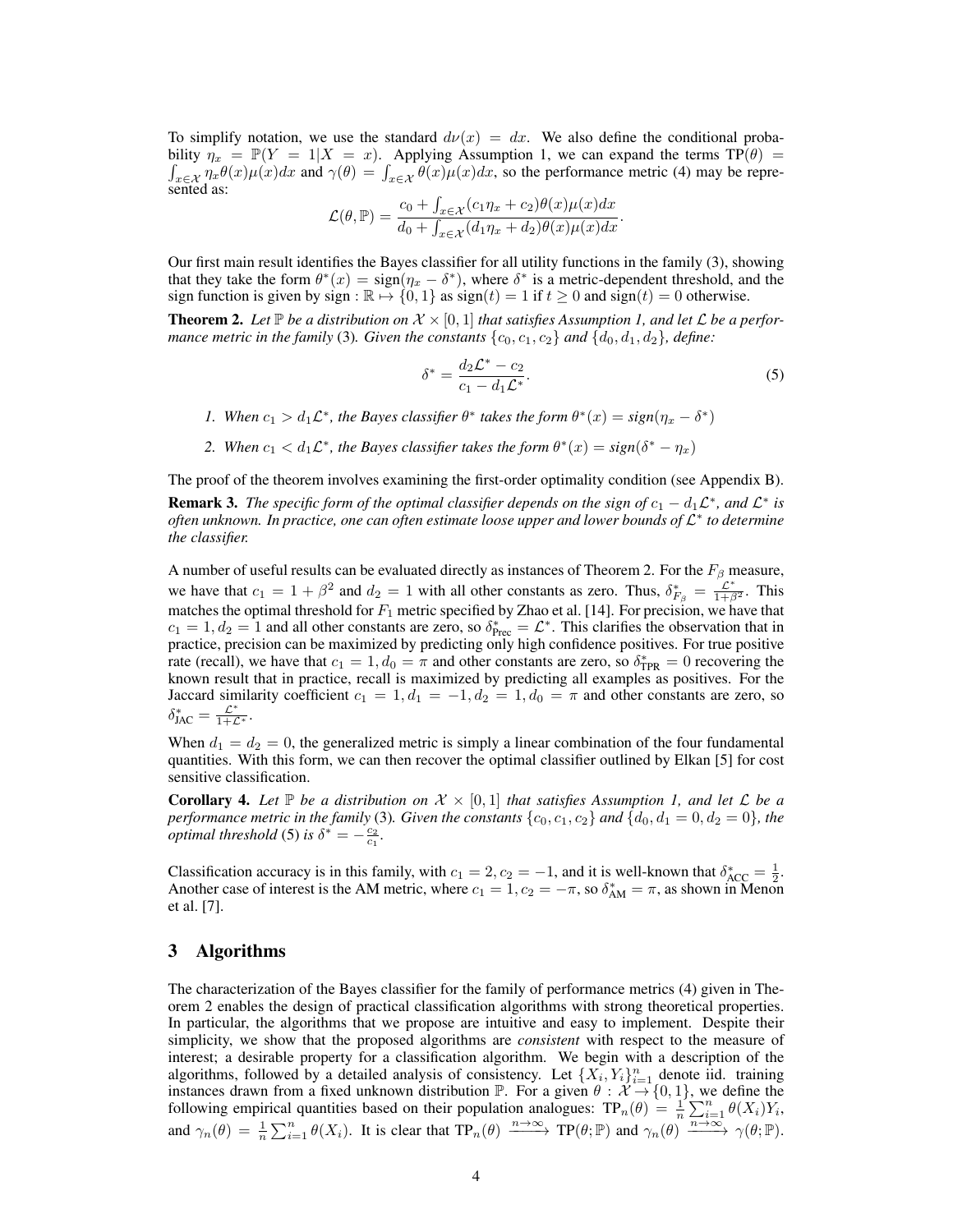To simplify notation, we use the standard $d\nu(x) = dx$. We also define the conditional probability $\eta_x = \mathbb{P}(Y = 1|X = x)$. Applying Assumption 1, we can expand the terms $\text{TP}(\theta) = \int_{x \in \mathcal{X}} \eta_x \theta(x)\mu(x)dx$ and $\gamma(\theta) = \int_{x \in \mathcal{X}} \theta(x)\mu(x)dx$, so the performance metric (4) may be represented as:

$$\mathcal{L}(\theta, \mathbb{P}) = \frac{c_0 + \int_{x \in \mathcal{X}} (c_1 \eta_x + c_2)\theta(x)\mu(x)dx}{d_0 + \int_{x \in \mathcal{X}} (d_1 \eta_x + d_2)\theta(x)\mu(x)dx}.$$

Our first main result identifies the Bayes classifier for all utility functions in the family (3), showing that they take the form $\theta^*(x) = \text{sign}(\eta_x - \delta^*)$, where $\delta^*$ is a metric-dependent threshold, and the sign function is given by $\text{sign} : \mathbb{R} \mapsto \{0, 1\}$ as $\text{sign}(t) = 1$ if $t \geq 0$ and $\text{sign}(t) = 0$ otherwise.

**Theorem 2.** *Let $\mathbb{P}$ be a distribution on $\mathcal{X} \times [0, 1]$ that satisfies Assumption 1, and let $\mathcal{L}$ be a performance metric in the family* (3)*. Given the constants $\{c_0, c_1, c_2\}$ and $\{d_0, d_1, d_2\}$, define:*

$$\delta^* = \frac{d_2 \mathcal{L}^* - c_2}{c_1 - d_1 \mathcal{L}^*}. \tag{5}$$

1. *When $c_1 > d_1 \mathcal{L}^*$, the Bayes classifier $\theta^*$ takes the form $\theta^*(x) = \text{sign}(\eta_x - \delta^*)$*
2. *When $c_1 < d_1 \mathcal{L}^*$, the Bayes classifier takes the form $\theta^*(x) = \text{sign}(\delta^* - \eta_x)$*

The proof of the theorem involves examining the first-order optimality condition (see Appendix B).

**Remark 3.** *The specific form of the optimal classifier depends on the sign of $c_1 - d_1 \mathcal{L}^*$, and $\mathcal{L}^*$ is often unknown. In practice, one can often estimate loose upper and lower bounds of $\mathcal{L}^*$ to determine the classifier.*

A number of useful results can be evaluated directly as instances of Theorem 2. For the $F_\beta$ measure, we have that $c_1 = 1 + \beta^2$ and $d_2 = 1$ with all other constants as zero. Thus, $\delta^*_{F_\beta} = \frac{\mathcal{L}^*}{1+\beta^2}$. This matches the optimal threshold for $F_1$ metric specified by Zhao et al. [14]. For precision, we have that $c_1 = 1, d_2 = 1$ and all other constants are zero, so $\delta^*_{\text{Prec}} = \mathcal{L}^*$. This clarifies the observation that in practice, precision can be maximized by predicting only high confidence positives. For true positive rate (recall), we have that $c_1 = 1, d_0 = \pi$ and other constants are zero, so $\delta^*_{\text{TPR}} = 0$ recovering the known result that in practice, recall is maximized by predicting all examples as positives. For the Jaccard similarity coefficient $c_1 = 1, d_1 = -1, d_2 = 1, d_0 = \pi$ and other constants are zero, so $\delta^*_{\text{JAC}} = \frac{\mathcal{L}^*}{1+\mathcal{L}^*}$.

When $d_1 = d_2 = 0$, the generalized metric is simply a linear combination of the four fundamental quantities. With this form, we can then recover the optimal classifier outlined by Elkan [5] for cost sensitive classification.

**Corollary 4.** *Let $\mathbb{P}$ be a distribution on $\mathcal{X} \times [0, 1]$ that satisfies Assumption 1, and let $\mathcal{L}$ be a performance metric in the family* (3)*. Given the constants $\{c_0, c_1, c_2\}$ and $\{d_0, d_1 = 0, d_2 = 0\}$, the optimal threshold* (5) *is $\delta^* = -\frac{c_2}{c_1}$.*

Classification accuracy is in this family, with $c_1 = 2, c_2 = -1$, and it is well-known that $\delta^*_{\text{ACC}} = \frac{1}{2}$. Another case of interest is the AM metric, where $c_1 = 1, c_2 = -\pi$, so $\delta^*_{\text{AM}} = \pi$, as shown in Menon et al. [7].

## 3 Algorithms

The characterization of the Bayes classifier for the family of performance metrics (4) given in Theorem 2 enables the design of practical classification algorithms with strong theoretical properties. In particular, the algorithms that we propose are intuitive and easy to implement. Despite their simplicity, we show that the proposed algorithms are *consistent* with respect to the measure of interest; a desirable property for a classification algorithm. We begin with a description of the algorithms, followed by a detailed analysis of consistency. Let $\{X_i, Y_i\}_{i=1}^n$ denote iid. training instances drawn from a fixed unknown distribution $\mathbb{P}$. For a given $\theta : \mathcal{X} \to \{0, 1\}$, we define the following empirical quantities based on their population analogues: $\text{TP}_n(\theta) = \frac{1}{n}\sum_{i=1}^n \theta(X_i)Y_i$, and $\gamma_n(\theta) = \frac{1}{n}\sum_{i=1}^n \theta(X_i)$. It is clear that $\text{TP}_n(\theta) \xrightarrow{n\to\infty} \text{TP}(\theta; \mathbb{P})$ and $\gamma_n(\theta) \xrightarrow{n\to\infty} \gamma(\theta; \mathbb{P})$.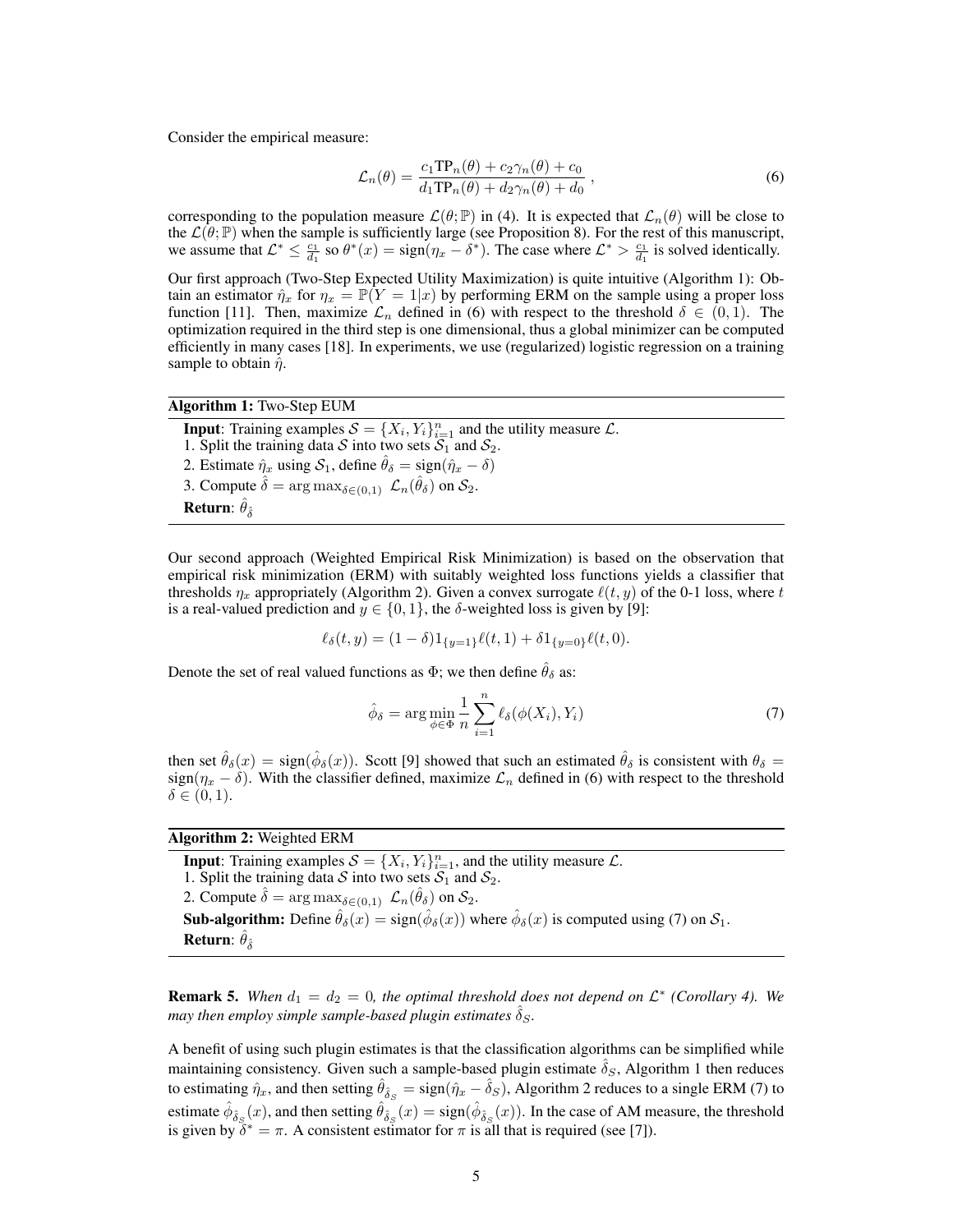Consider the empirical measure:

$$\mathcal{L}_n(\theta) = \frac{c_1 \text{TP}_n(\theta) + c_2 \gamma_n(\theta) + c_0}{d_1 \text{TP}_n(\theta) + d_2 \gamma_n(\theta) + d_0}, \tag{6}$$

corresponding to the population measure $\mathcal{L}(\theta; \mathbb{P})$ in (4). It is expected that $\mathcal{L}_n(\theta)$ will be close to the $\mathcal{L}(\theta; \mathbb{P})$ when the sample is sufficiently large (see Proposition 8). For the rest of this manuscript, we assume that $\mathcal{L}^* \leq \frac{c_1}{d_1}$ so $\theta^*(x) = \text{sign}(\eta_x - \delta^*)$. The case where $\mathcal{L}^* > \frac{c_1}{d_1}$ is solved identically.

Our first approach (Two-Step Expected Utility Maximization) is quite intuitive (Algorithm 1): Obtain an estimator $\hat{\eta}_x$ for $\eta_x = \mathbb{P}(Y = 1|x)$ by performing ERM on the sample using a proper loss function [11]. Then, maximize $\mathcal{L}_n$ defined in (6) with respect to the threshold $\delta \in (0, 1)$. The optimization required in the third step is one dimensional, thus a global minimizer can be computed efficiently in many cases [18]. In experiments, we use (regularized) logistic regression on a training sample to obtain $\hat{\eta}$.

---

**Algorithm 1:** Two-Step EUM

**Input**: Training examples $\mathcal{S} = \{X_i, Y_i\}_{i=1}^n$ and the utility measure $\mathcal{L}$.
1. Split the training data $\mathcal{S}$ into two sets $\mathcal{S}_1$ and $\mathcal{S}_2$.
2. Estimate $\hat{\eta}_x$ using $\mathcal{S}_1$, define $\hat{\theta}_\delta = \text{sign}(\hat{\eta}_x - \delta)$
3. Compute $\hat{\delta} = \arg\max_{\delta \in (0,1)} \mathcal{L}_n(\hat{\theta}_\delta)$ on $\mathcal{S}_2$.
**Return**: $\hat{\theta}_{\hat{\delta}}$

---

Our second approach (Weighted Empirical Risk Minimization) is based on the observation that empirical risk minimization (ERM) with suitably weighted loss functions yields a classifier that thresholds $\eta_x$ appropriately (Algorithm 2). Given a convex surrogate $\ell(t, y)$ of the 0-1 loss, where $t$ is a real-valued prediction and $y \in \{0, 1\}$, the $\delta$-weighted loss is given by [9]:

$$\ell_\delta(t, y) = (1 - \delta) 1_{\{y=1\}} \ell(t, 1) + \delta 1_{\{y=0\}} \ell(t, 0).$$

Denote the set of real valued functions as $\Phi$; we then define $\hat{\theta}_\delta$ as:

$$\hat{\phi}_\delta = \arg\min_{\phi \in \Phi} \frac{1}{n} \sum_{i=1}^n \ell_\delta(\phi(X_i), Y_i) \tag{7}$$

then set $\hat{\theta}_\delta(x) = \text{sign}(\hat{\phi}_\delta(x))$. Scott [9] showed that such an estimated $\hat{\theta}_\delta$ is consistent with $\theta_\delta = \text{sign}(\eta_x - \delta)$. With the classifier defined, maximize $\mathcal{L}_n$ defined in (6) with respect to the threshold $\delta \in (0, 1)$.

---

**Algorithm 2:** Weighted ERM

**Input**: Training examples $\mathcal{S} = \{X_i, Y_i\}_{i=1}^n$, and the utility measure $\mathcal{L}$.
1. Split the training data $\mathcal{S}$ into two sets $\mathcal{S}_1$ and $\mathcal{S}_2$.
2. Compute $\hat{\delta} = \arg\max_{\delta \in (0,1)} \mathcal{L}_n(\hat{\theta}_\delta)$ on $\mathcal{S}_2$.
**Sub-algorithm:** Define $\hat{\theta}_\delta(x) = \text{sign}(\hat{\phi}_\delta(x))$ where $\hat{\phi}_\delta(x)$ is computed using (7) on $\mathcal{S}_1$.
**Return**: $\hat{\theta}_{\hat{\delta}}$

---

**Remark 5.** *When $d_1 = d_2 = 0$, the optimal threshold does not depend on $\mathcal{L}^*$ (Corollary 4). We may then employ simple sample-based plugin estimates $\hat{\delta}_S$.*

A benefit of using such plugin estimates is that the classification algorithms can be simplified while maintaining consistency. Given such a sample-based plugin estimate $\hat{\delta}_S$, Algorithm 1 then reduces to estimating $\hat{\eta}_x$, and then setting $\hat{\theta}_{\hat{\delta}_S} = \text{sign}(\hat{\eta}_x - \hat{\delta}_S)$, Algorithm 2 reduces to a single ERM (7) to estimate $\hat{\phi}_{\hat{\delta}_S}(x)$, and then setting $\hat{\theta}_{\hat{\delta}_S}(x) = \text{sign}(\hat{\phi}_{\hat{\delta}_S}(x))$. In the case of AM measure, the threshold is given by $\delta^* = \pi$. A consistent estimator for $\pi$ is all that is required (see [7]).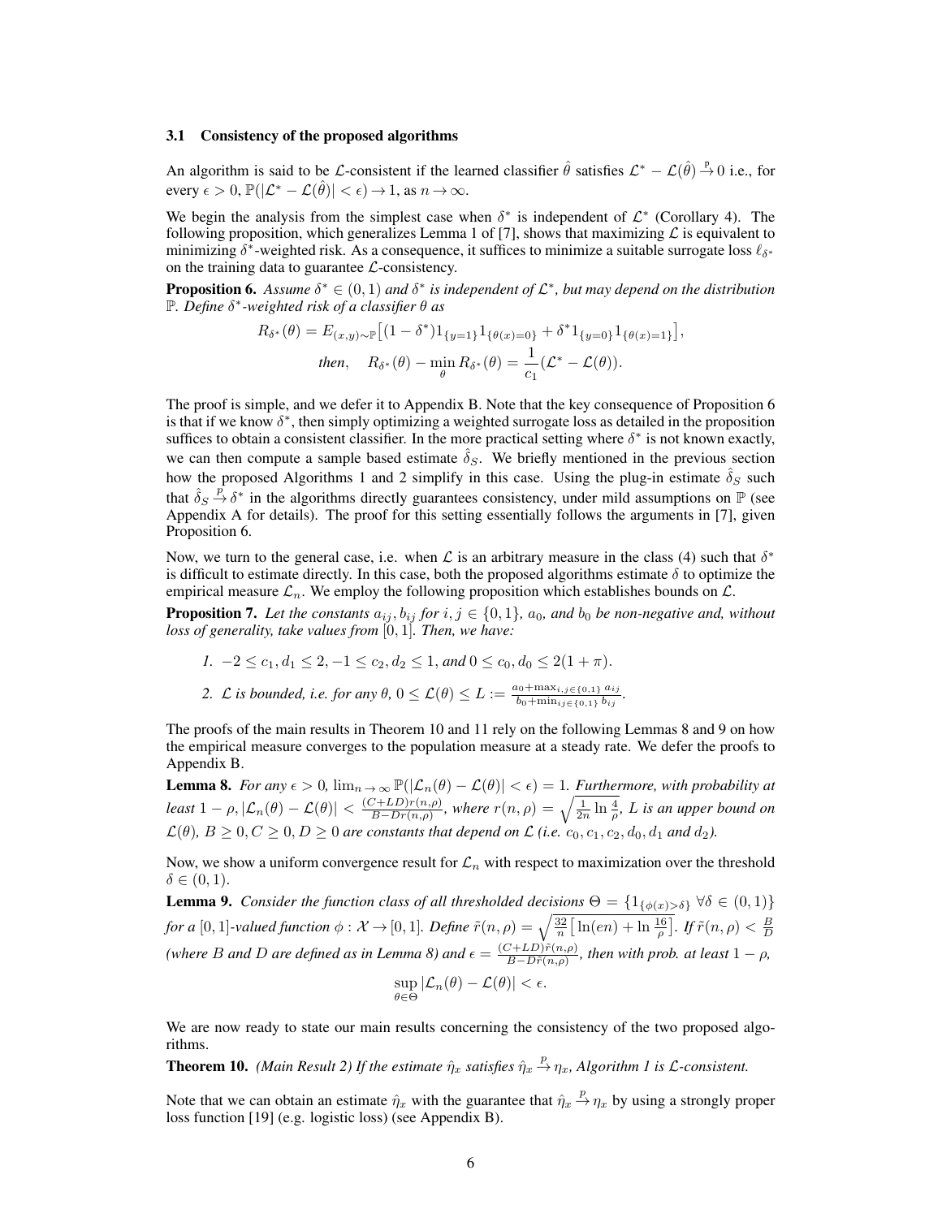### 3.1 Consistency of the proposed algorithms

An algorithm is said to be $\mathcal{L}$-consistent if the learned classifier $\hat{\theta}$ satisfies $\mathcal{L}^* - \mathcal{L}(\hat{\theta}) \xrightarrow{\text{p}} 0$ i.e., for every $\epsilon > 0$, $\mathbb{P}(|\mathcal{L}^* - \mathcal{L}(\hat{\theta})| < \epsilon) \to 1$, as $n \to \infty$.

We begin the analysis from the simplest case when $\delta^*$ is independent of $\mathcal{L}^*$ (Corollary 4). The following proposition, which generalizes Lemma 1 of [7], shows that maximizing $\mathcal{L}$ is equivalent to minimizing $\delta^*$-weighted risk. As a consequence, it suffices to minimize a suitable surrogate loss $\ell_{\delta^*}$ on the training data to guarantee $\mathcal{L}$-consistency.

**Proposition 6.** *Assume $\delta^* \in (0,1)$ and $\delta^*$ is independent of $\mathcal{L}^*$, but may depend on the distribution $\mathbb{P}$. Define $\delta^*$-weighted risk of a classifier $\theta$ as*

$$R_{\delta^*}(\theta) = E_{(x,y)\sim\mathbb{P}}\big[(1-\delta^*)1_{\{y=1\}}1_{\{\theta(x)=0\}} + \delta^* 1_{\{y=0\}}1_{\{\theta(x)=1\}}\big],$$

$$\textit{then,} \quad R_{\delta^*}(\theta) - \min_{\theta} R_{\delta^*}(\theta) = \frac{1}{c_1}(\mathcal{L}^* - \mathcal{L}(\theta)).$$

The proof is simple, and we defer it to Appendix B. Note that the key consequence of Proposition 6 is that if we know $\delta^*$, then simply optimizing a weighted surrogate loss as detailed in the proposition suffices to obtain a consistent classifier. In the more practical setting where $\delta^*$ is not known exactly, we can then compute a sample based estimate $\hat{\delta}_S$. We briefly mentioned in the previous section how the proposed Algorithms 1 and 2 simplify in this case. Using the plug-in estimate $\hat{\delta}_S$ such that $\hat{\delta}_S \xrightarrow{p} \delta^*$ in the algorithms directly guarantees consistency, under mild assumptions on $\mathbb{P}$ (see Appendix A for details). The proof for this setting essentially follows the arguments in [7], given Proposition 6.

Now, we turn to the general case, i.e. when $\mathcal{L}$ is an arbitrary measure in the class (4) such that $\delta^*$ is difficult to estimate directly. In this case, both the proposed algorithms estimate $\delta$ to optimize the empirical measure $\mathcal{L}_n$. We employ the following proposition which establishes bounds on $\mathcal{L}$.

**Proposition 7.** *Let the constants $a_{ij}, b_{ij}$ for $i,j \in \{0,1\}$, $a_0$, and $b_0$ be non-negative and, without loss of generality, take values from $[0,1]$. Then, we have:*

1. *$-2 \le c_1, d_1 \le 2$, $-1 \le c_2, d_2 \le 1$, and $0 \le c_0, d_0 \le 2(1+\pi)$.*
2. *$\mathcal{L}$ is bounded, i.e. for any $\theta$, $0 \le \mathcal{L}(\theta) \le L := \frac{a_0 + \max_{i,j\in\{0,1\}} a_{ij}}{b_0 + \min_{ij\in\{0,1\}} b_{ij}}$.*

The proofs of the main results in Theorem 10 and 11 rely on the following Lemmas 8 and 9 on how the empirical measure converges to the population measure at a steady rate. We defer the proofs to Appendix B.

**Lemma 8.** *For any $\epsilon > 0$, $\lim_{n\to\infty}\mathbb{P}(|\mathcal{L}_n(\theta) - \mathcal{L}(\theta)| < \epsilon) = 1$. Furthermore, with probability at least $1-\rho$, $|\mathcal{L}_n(\theta) - \mathcal{L}(\theta)| < \frac{(C+LD)r(n,\rho)}{B - Dr(n,\rho)}$, where $r(n,\rho) = \sqrt{\frac{1}{2n}\ln\frac{4}{\rho}}$, $L$ is an upper bound on $\mathcal{L}(\theta)$, $B \ge 0, C \ge 0, D \ge 0$ are constants that depend on $\mathcal{L}$ (i.e. $c_0, c_1, c_2, d_0, d_1$ and $d_2$).*

Now, we show a uniform convergence result for $\mathcal{L}_n$ with respect to maximization over the threshold $\delta \in (0,1)$.

**Lemma 9.** *Consider the function class of all thresholded decisions $\Theta = \{1_{\{\phi(x)>\delta\}}\ \forall \delta \in (0,1)\}$ for a $[0,1]$-valued function $\phi : \mathcal{X} \to [0,1]$. Define $\tilde{r}(n,\rho) = \sqrt{\frac{32}{n}\big[\ln(en) + \ln\frac{16}{\rho}\big]}$. If $\tilde{r}(n,\rho) < \frac{B}{D}$ (where $B$ and $D$ are defined as in Lemma 8) and $\epsilon = \frac{(C+LD)\tilde{r}(n,\rho)}{B - D\tilde{r}(n,\rho)}$, then with prob. at least $1-\rho$,*

$$\sup_{\theta\in\Theta}|\mathcal{L}_n(\theta) - \mathcal{L}(\theta)| < \epsilon.$$

We are now ready to state our main results concerning the consistency of the two proposed algorithms.

**Theorem 10.** *(Main Result 2) If the estimate $\hat{\eta}_x$ satisfies $\hat{\eta}_x \xrightarrow{p} \eta_x$, Algorithm 1 is $\mathcal{L}$-consistent.*

Note that we can obtain an estimate $\hat{\eta}_x$ with the guarantee that $\hat{\eta}_x \xrightarrow{p} \eta_x$ by using a strongly proper loss function [19] (e.g. logistic loss) (see Appendix B).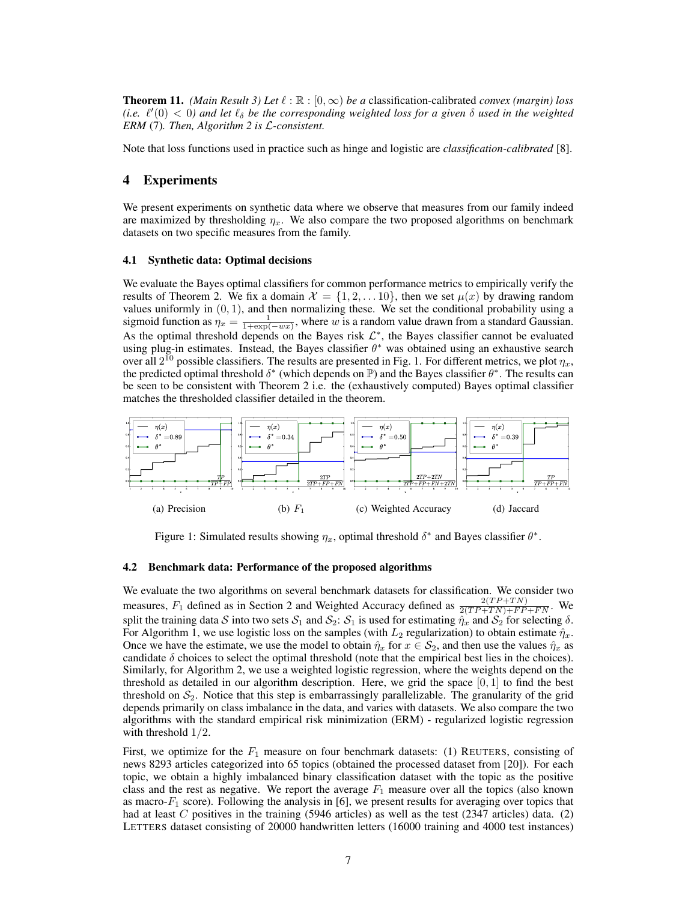**Theorem 11.** *(Main Result 3) Let $\ell : \mathbb{R} : [0, \infty)$ be a* classification-calibrated *convex (margin) loss (i.e. $\ell'(0) < 0$) and let $\ell_\delta$ be the corresponding weighted loss for a given $\delta$ used in the weighted ERM* (7)*. Then, Algorithm 2 is $\mathcal{L}$-consistent.*

Note that loss functions used in practice such as hinge and logistic are *classification-calibrated* [8].

# 4 Experiments

We present experiments on synthetic data where we observe that measures from our family indeed are maximized by thresholding $\eta_x$. We also compare the two proposed algorithms on benchmark datasets on two specific measures from the family.

## 4.1 Synthetic data: Optimal decisions

We evaluate the Bayes optimal classifiers for common performance metrics to empirically verify the results of Theorem 2. We fix a domain $\mathcal{X} = \{1, 2, \ldots 10\}$, then we set $\mu(x)$ by drawing random values uniformly in $(0, 1)$, and then normalizing these. We set the conditional probability using a sigmoid function as $\eta_x = \frac{1}{1+\exp(-wx)}$, where $w$ is a random value drawn from a standard Gaussian. As the optimal threshold depends on the Bayes risk $\mathcal{L}^*$, the Bayes classifier cannot be evaluated using plug-in estimates. Instead, the Bayes classifier $\theta^*$ was obtained using an exhaustive search over all $2^{10}$ possible classifiers. The results are presented in Fig. 1. For different metrics, we plot $\eta_x$, the predicted optimal threshold $\delta^*$ (which depends on $\mathbb{P}$) and the Bayes classifier $\theta^*$. The results can be seen to be consistent with Theorem 2 i.e. the (exhaustively computed) Bayes optimal classifier matches the thresholded classifier detailed in the theorem.

(a) Precision (b) $F_1$ (c) Weighted Accuracy (d) Jaccard

Figure 1: Simulated results showing $\eta_x$, optimal threshold $\delta^*$ and Bayes classifier $\theta^*$.

## 4.2 Benchmark data: Performance of the proposed algorithms

We evaluate the two algorithms on several benchmark datasets for classification. We consider two measures, $F_1$ defined as in Section 2 and Weighted Accuracy defined as $\frac{2(TP+TN)}{2(TP+TN)+FP+FN}$. We split the training data $\mathcal{S}$ into two sets $\mathcal{S}_1$ and $\mathcal{S}_2$: $\mathcal{S}_1$ is used for estimating $\hat{\eta}_x$ and $\mathcal{S}_2$ for selecting $\delta$. For Algorithm 1, we use logistic loss on the samples (with $L_2$ regularization) to obtain estimate $\hat{\eta}_x$. Once we have the estimate, we use the model to obtain $\hat{\eta}_x$ for $x \in \mathcal{S}_2$, and then use the values $\hat{\eta}_x$ as candidate $\delta$ choices to select the optimal threshold (note that the empirical best lies in the choices). Similarly, for Algorithm 2, we use a weighted logistic regression, where the weights depend on the threshold as detailed in our algorithm description. Here, we grid the space $[0, 1]$ to find the best threshold on $\mathcal{S}_2$. Notice that this step is embarrassingly parallelizable. The granularity of the grid depends primarily on class imbalance in the data, and varies with datasets. We also compare the two algorithms with the standard empirical risk minimization (ERM) - regularized logistic regression with threshold $1/2$.

First, we optimize for the $F_1$ measure on four benchmark datasets: (1) REUTERS, consisting of news 8293 articles categorized into 65 topics (obtained the processed dataset from [20]). For each topic, we obtain a highly imbalanced binary classification dataset with the topic as the positive class and the rest as negative. We report the average $F_1$ measure over all the topics (also known as macro-$F_1$ score). Following the analysis in [6], we present results for averaging over topics that had at least $C$ positives in the training (5946 articles) as well as the test (2347 articles) data. (2) LETTERS dataset consisting of 20000 handwritten letters (16000 training and 4000 test instances)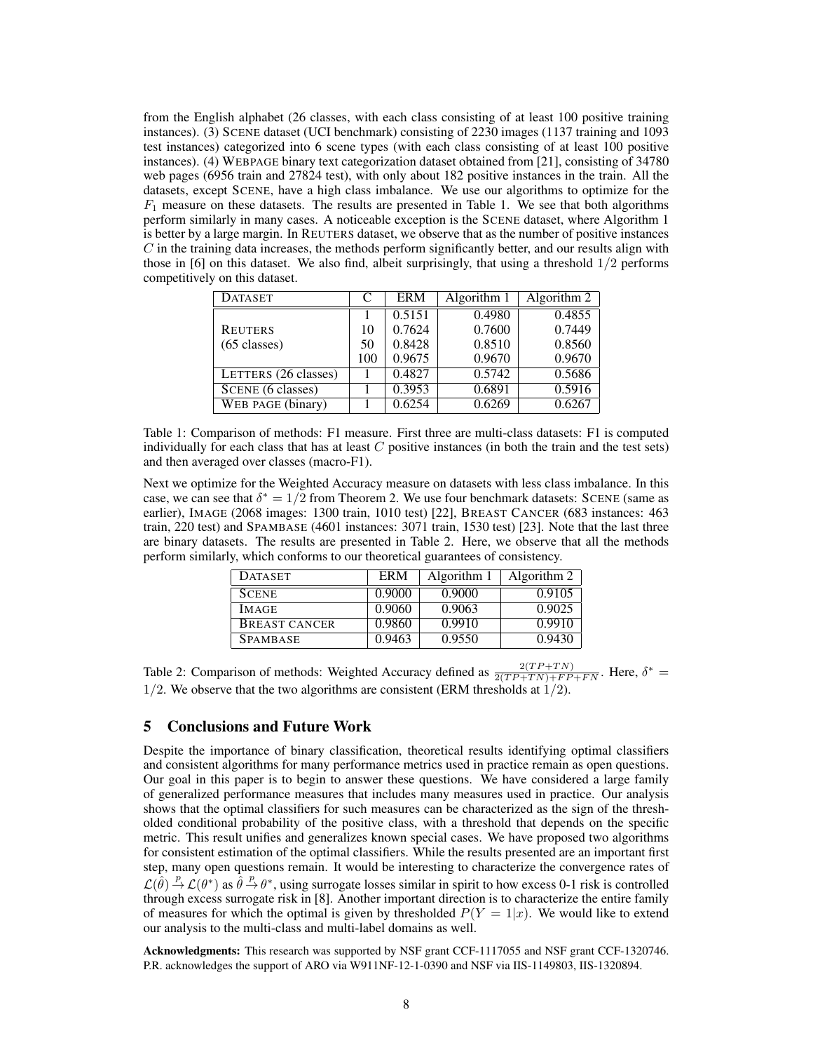from the English alphabet (26 classes, with each class consisting of at least 100 positive training instances). (3) SCENE dataset (UCI benchmark) consisting of 2230 images (1137 training and 1093 test instances) categorized into 6 scene types (with each class consisting of at least 100 positive instances). (4) WEBPAGE binary text categorization dataset obtained from [21], consisting of 34780 web pages (6956 train and 27824 test), with only about 182 positive instances in the train. All the datasets, except SCENE, have a high class imbalance. We use our algorithms to optimize for the $F_1$ measure on these datasets. The results are presented in Table 1. We see that both algorithms perform similarly in many cases. A noticeable exception is the SCENE dataset, where Algorithm 1 is better by a large margin. In REUTERS dataset, we observe that as the number of positive instances $C$ in the training data increases, the methods perform significantly better, and our results align with those in [6] on this dataset. We also find, albeit surprisingly, that using a threshold $1/2$ performs competitively on this dataset.

| DATASET | C | ERM | Algorithm 1 | Algorithm 2 |
|---|---|---|---|---|
| REUTERS (65 classes) | 1 | 0.5151 | 0.4980 | 0.4855 |
| | 10 | 0.7624 | 0.7600 | 0.7449 |
| | 50 | 0.8428 | 0.8510 | 0.8560 |
| | 100 | 0.9675 | 0.9670 | 0.9670 |
| LETTERS (26 classes) | 1 | 0.4827 | 0.5742 | 0.5686 |
| SCENE (6 classes) | 1 | 0.3953 | 0.6891 | 0.5916 |
| WEB PAGE (binary) | 1 | 0.6254 | 0.6269 | 0.6267 |

Table 1: Comparison of methods: F1 measure. First three are multi-class datasets: F1 is computed individually for each class that has at least $C$ positive instances (in both the train and the test sets) and then averaged over classes (macro-F1).

Next we optimize for the Weighted Accuracy measure on datasets with less class imbalance. In this case, we can see that $\delta^* = 1/2$ from Theorem 2. We use four benchmark datasets: SCENE (same as earlier), IMAGE (2068 images: 1300 train, 1010 test) [22], BREAST CANCER (683 instances: 463 train, 220 test) and SPAMBASE (4601 instances: 3071 train, 1530 test) [23]. Note that the last three are binary datasets. The results are presented in Table 2. Here, we observe that all the methods perform similarly, which conforms to our theoretical guarantees of consistency.

| DATASET | ERM | Algorithm 1 | Algorithm 2 |
|---|---|---|---|
| SCENE | 0.9000 | 0.9000 | 0.9105 |
| IMAGE | 0.9060 | 0.9063 | 0.9025 |
| BREAST CANCER | 0.9860 | 0.9910 | 0.9910 |
| SPAMBASE | 0.9463 | 0.9550 | 0.9430 |

Table 2: Comparison of methods: Weighted Accuracy defined as $\frac{2(TP+TN)}{2(TP+TN)+FP+FN}$. Here, $\delta^* = 1/2$. We observe that the two algorithms are consistent (ERM thresholds at $1/2$).

## 5 Conclusions and Future Work

Despite the importance of binary classification, theoretical results identifying optimal classifiers and consistent algorithms for many performance metrics used in practice remain as open questions. Our goal in this paper is to begin to answer these questions. We have considered a large family of generalized performance measures that includes many measures used in practice. Our analysis shows that the optimal classifiers for such measures can be characterized as the sign of the thresholded conditional probability of the positive class, with a threshold that depends on the specific metric. This result unifies and generalizes known special cases. We have proposed two algorithms for consistent estimation of the optimal classifiers. While the results presented are an important first step, many open questions remain. It would be interesting to characterize the convergence rates of $\mathcal{L}(\hat{\theta}) \xrightarrow{p} \mathcal{L}(\theta^*)$ as $\hat{\theta} \xrightarrow{p} \theta^*$, using surrogate losses similar in spirit to how excess 0-1 risk is controlled through excess surrogate risk in [8]. Another important direction is to characterize the entire family of measures for which the optimal is given by thresholded $P(Y = 1|x)$. We would like to extend our analysis to the multi-class and multi-label domains as well.

**Acknowledgments:** This research was supported by NSF grant CCF-1117055 and NSF grant CCF-1320746. P.R. acknowledges the support of ARO via W911NF-12-1-0390 and NSF via IIS-1149803, IIS-1320894.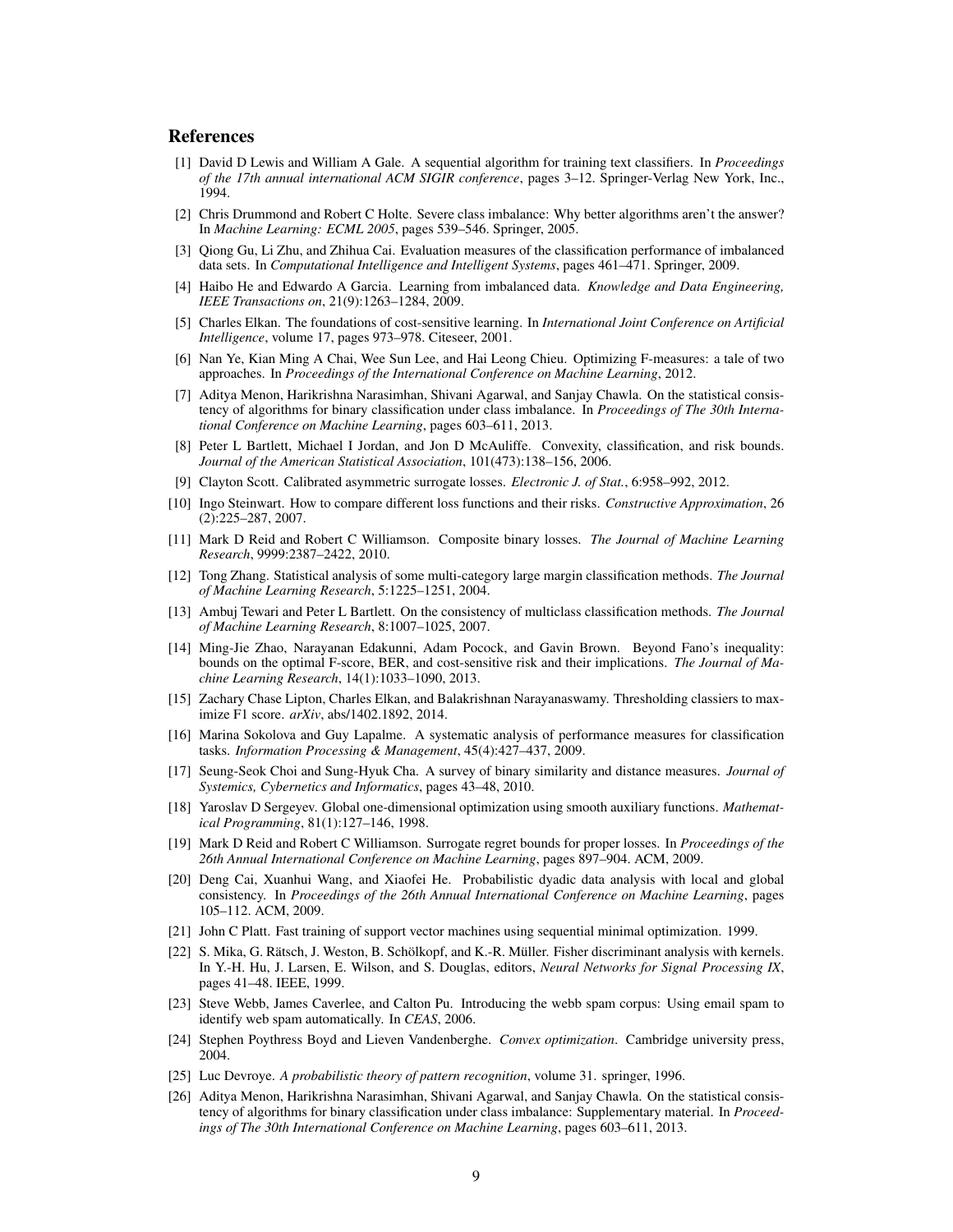## References

[1] David D Lewis and William A Gale. A sequential algorithm for training text classifiers. In *Proceedings of the 17th annual international ACM SIGIR conference*, pages 3–12. Springer-Verlag New York, Inc., 1994.

[2] Chris Drummond and Robert C Holte. Severe class imbalance: Why better algorithms aren't the answer? In *Machine Learning: ECML 2005*, pages 539–546. Springer, 2005.

[3] Qiong Gu, Li Zhu, and Zhihua Cai. Evaluation measures of the classification performance of imbalanced data sets. In *Computational Intelligence and Intelligent Systems*, pages 461–471. Springer, 2009.

[4] Haibo He and Edwardo A Garcia. Learning from imbalanced data. *Knowledge and Data Engineering, IEEE Transactions on*, 21(9):1263–1284, 2009.

[5] Charles Elkan. The foundations of cost-sensitive learning. In *International Joint Conference on Artificial Intelligence*, volume 17, pages 973–978. Citeseer, 2001.

[6] Nan Ye, Kian Ming A Chai, Wee Sun Lee, and Hai Leong Chieu. Optimizing F-measures: a tale of two approaches. In *Proceedings of the International Conference on Machine Learning*, 2012.

[7] Aditya Menon, Harikrishna Narasimhan, Shivani Agarwal, and Sanjay Chawla. On the statistical consistency of algorithms for binary classification under class imbalance. In *Proceedings of The 30th International Conference on Machine Learning*, pages 603–611, 2013.

[8] Peter L Bartlett, Michael I Jordan, and Jon D McAuliffe. Convexity, classification, and risk bounds. *Journal of the American Statistical Association*, 101(473):138–156, 2006.

[9] Clayton Scott. Calibrated asymmetric surrogate losses. *Electronic J. of Stat.*, 6:958–992, 2012.

[10] Ingo Steinwart. How to compare different loss functions and their risks. *Constructive Approximation*, 26 (2):225–287, 2007.

[11] Mark D Reid and Robert C Williamson. Composite binary losses. *The Journal of Machine Learning Research*, 9999:2387–2422, 2010.

[12] Tong Zhang. Statistical analysis of some multi-category large margin classification methods. *The Journal of Machine Learning Research*, 5:1225–1251, 2004.

[13] Ambuj Tewari and Peter L Bartlett. On the consistency of multiclass classification methods. *The Journal of Machine Learning Research*, 8:1007–1025, 2007.

[14] Ming-Jie Zhao, Narayanan Edakunni, Adam Pocock, and Gavin Brown. Beyond Fano's inequality: bounds on the optimal F-score, BER, and cost-sensitive risk and their implications. *The Journal of Machine Learning Research*, 14(1):1033–1090, 2013.

[15] Zachary Chase Lipton, Charles Elkan, and Balakrishnan Narayanaswamy. Thresholding classiers to maximize F1 score. *arXiv*, abs/1402.1892, 2014.

[16] Marina Sokolova and Guy Lapalme. A systematic analysis of performance measures for classification tasks. *Information Processing & Management*, 45(4):427–437, 2009.

[17] Seung-Seok Choi and Sung-Hyuk Cha. A survey of binary similarity and distance measures. *Journal of Systemics, Cybernetics and Informatics*, pages 43–48, 2010.

[18] Yaroslav D Sergeyev. Global one-dimensional optimization using smooth auxiliary functions. *Mathematical Programming*, 81(1):127–146, 1998.

[19] Mark D Reid and Robert C Williamson. Surrogate regret bounds for proper losses. In *Proceedings of the 26th Annual International Conference on Machine Learning*, pages 897–904. ACM, 2009.

[20] Deng Cai, Xuanhui Wang, and Xiaofei He. Probabilistic dyadic data analysis with local and global consistency. In *Proceedings of the 26th Annual International Conference on Machine Learning*, pages 105–112. ACM, 2009.

[21] John C Platt. Fast training of support vector machines using sequential minimal optimization. 1999.

[22] S. Mika, G. Rätsch, J. Weston, B. Schölkopf, and K.-R. Müller. Fisher discriminant analysis with kernels. In Y.-H. Hu, J. Larsen, E. Wilson, and S. Douglas, editors, *Neural Networks for Signal Processing IX*, pages 41–48. IEEE, 1999.

[23] Steve Webb, James Caverlee, and Calton Pu. Introducing the webb spam corpus: Using email spam to identify web spam automatically. In *CEAS*, 2006.

[24] Stephen Poythress Boyd and Lieven Vandenberghe. *Convex optimization*. Cambridge university press, 2004.

[25] Luc Devroye. *A probabilistic theory of pattern recognition*, volume 31. springer, 1996.

[26] Aditya Menon, Harikrishna Narasimhan, Shivani Agarwal, and Sanjay Chawla. On the statistical consistency of algorithms for binary classification under class imbalance: Supplementary material. In *Proceedings of The 30th International Conference on Machine Learning*, pages 603–611, 2013.